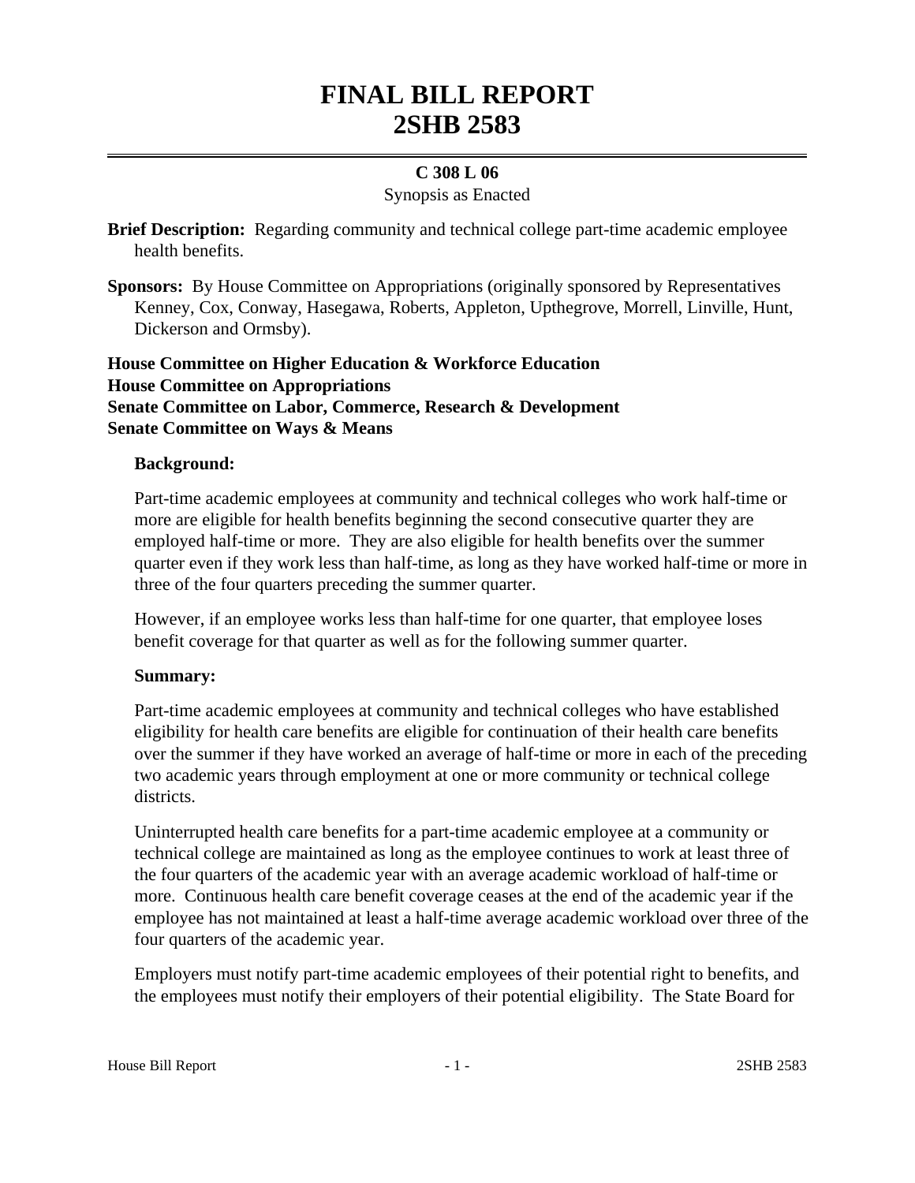# FINAL BILL REPORT
# 2SHB 2583

**C 308 L 06**

Synopsis as Enacted

**Brief Description:** Regarding community and technical college part-time academic employee health benefits.

**Sponsors:** By House Committee on Appropriations (originally sponsored by Representatives Kenney, Cox, Conway, Hasegawa, Roberts, Appleton, Upthegrove, Morrell, Linville, Hunt, Dickerson and Ormsby).

**House Committee on Higher Education & Workforce Education**
**House Committee on Appropriations**
**Senate Committee on Labor, Commerce, Research & Development**
**Senate Committee on Ways & Means**

**Background:**

Part-time academic employees at community and technical colleges who work half-time or more are eligible for health benefits beginning the second consecutive quarter they are employed half-time or more. They are also eligible for health benefits over the summer quarter even if they work less than half-time, as long as they have worked half-time or more in three of the four quarters preceding the summer quarter.

However, if an employee works less than half-time for one quarter, that employee loses benefit coverage for that quarter as well as for the following summer quarter.

**Summary:**

Part-time academic employees at community and technical colleges who have established eligibility for health care benefits are eligible for continuation of their health care benefits over the summer if they have worked an average of half-time or more in each of the preceding two academic years through employment at one or more community or technical college districts.

Uninterrupted health care benefits for a part-time academic employee at a community or technical college are maintained as long as the employee continues to work at least three of the four quarters of the academic year with an average academic workload of half-time or more. Continuous health care benefit coverage ceases at the end of the academic year if the employee has not maintained at least a half-time average academic workload over three of the four quarters of the academic year.

Employers must notify part-time academic employees of their potential right to benefits, and the employees must notify their employers of their potential eligibility. The State Board for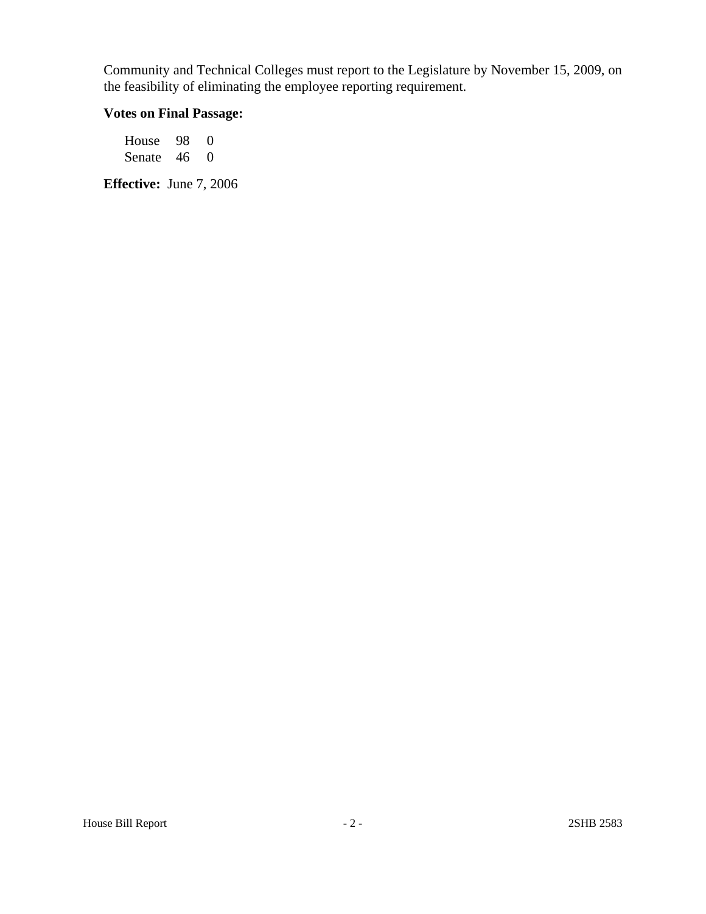Community and Technical Colleges must report to the Legislature by November 15, 2009, on the feasibility of eliminating the employee reporting requirement.

**Votes on Final Passage:**

| | | |
|---|---|---|
| House | 98 | 0 |
| Senate | 46 | 0 |

**Effective:** June 7, 2006